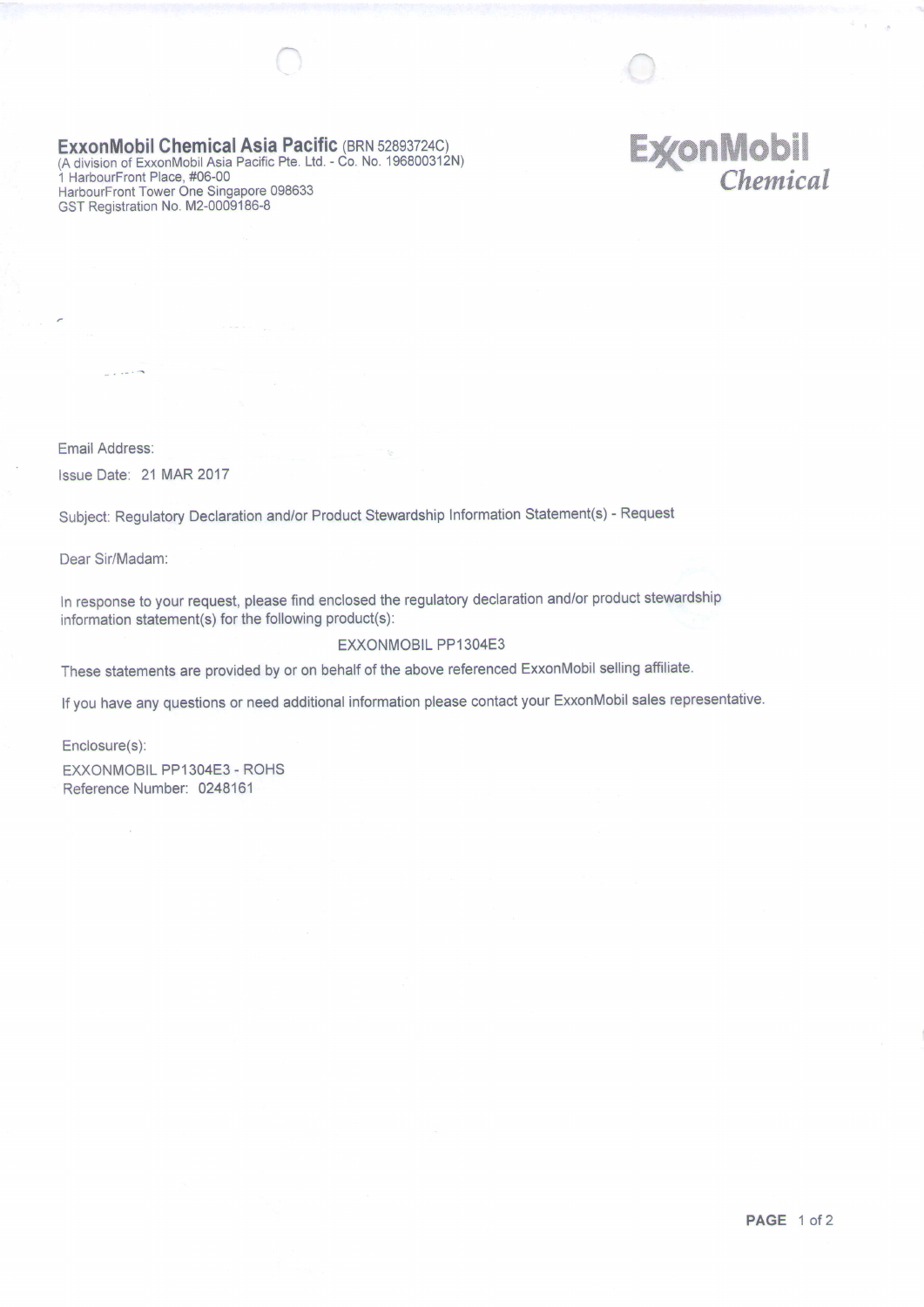**ExxonMobil Chemical Asia Pacific** (BRN 52893724C)
(A division of ExxonMobil Asia Pacific Pte. Ltd. - Co. No. 196800312N)
1 HarbourFront Place, #06-00
HarbourFront Tower One Singapore 098633
GST Registration No. M2-0009186-8

ExxonMobil
*Chemical*

Email Address:

Issue Date: 21 MAR 2017

Subject: Regulatory Declaration and/or Product Stewardship Information Statement(s) - Request

Dear Sir/Madam:

In response to your request, please find enclosed the regulatory declaration and/or product stewardship information statement(s) for the following product(s):

EXXONMOBIL PP1304E3

These statements are provided by or on behalf of the above referenced ExxonMobil selling affiliate.

If you have any questions or need additional information please contact your ExxonMobil sales representative.

Enclosure(s):
EXXONMOBIL PP1304E3 - ROHS
Reference Number: 0248161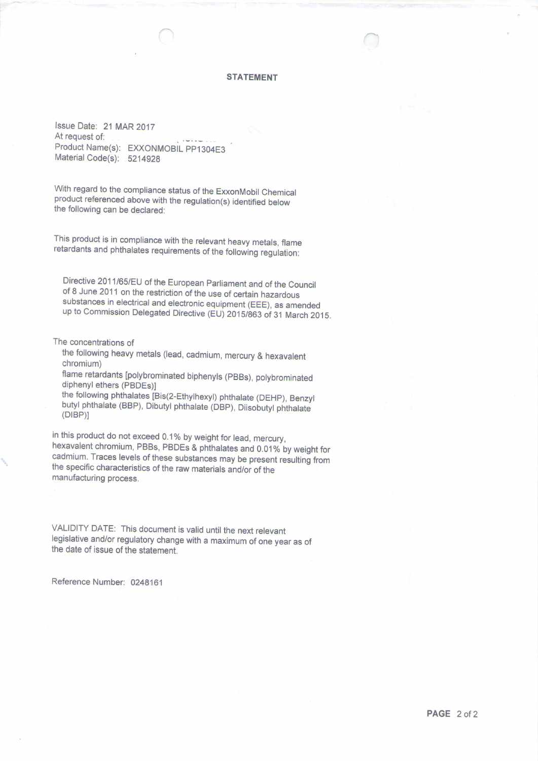# STATEMENT

Issue Date: 21 MAR 2017
At request of:
Product Name(s): EXXONMOBIL PP1304E3
Material Code(s): 5214928

With regard to the compliance status of the ExxonMobil Chemical product referenced above with the regulation(s) identified below the following can be declared:

This product is in compliance with the relevant heavy metals, flame retardants and phthalates requirements of the following regulation:

> Directive 2011/65/EU of the European Parliament and of the Council of 8 June 2011 on the restriction of the use of certain hazardous substances in electrical and electronic equipment (EEE), as amended up to Commission Delegated Directive (EU) 2015/863 of 31 March 2015.

The concentrations of

- the following heavy metals (lead, cadmium, mercury & hexavalent chromium)
- flame retardants [polybrominated biphenyls (PBBs), polybrominated diphenyl ethers (PBDEs)]
- the following phthalates [Bis(2-Ethylhexyl) phthalate (DEHP), Benzyl butyl phthalate (BBP), Dibutyl phthalate (DBP), Diisobutyl phthalate (DIBP)]

in this product do not exceed 0.1% by weight for lead, mercury, hexavalent chromium, PBBs, PBDEs & phthalates and 0.01% by weight for cadmium. Traces levels of these substances may be present resulting from the specific characteristics of the raw materials and/or of the manufacturing process.

VALIDITY DATE: This document is valid until the next relevant legislative and/or regulatory change with a maximum of one year as of the date of issue of the statement.

Reference Number: 0248161